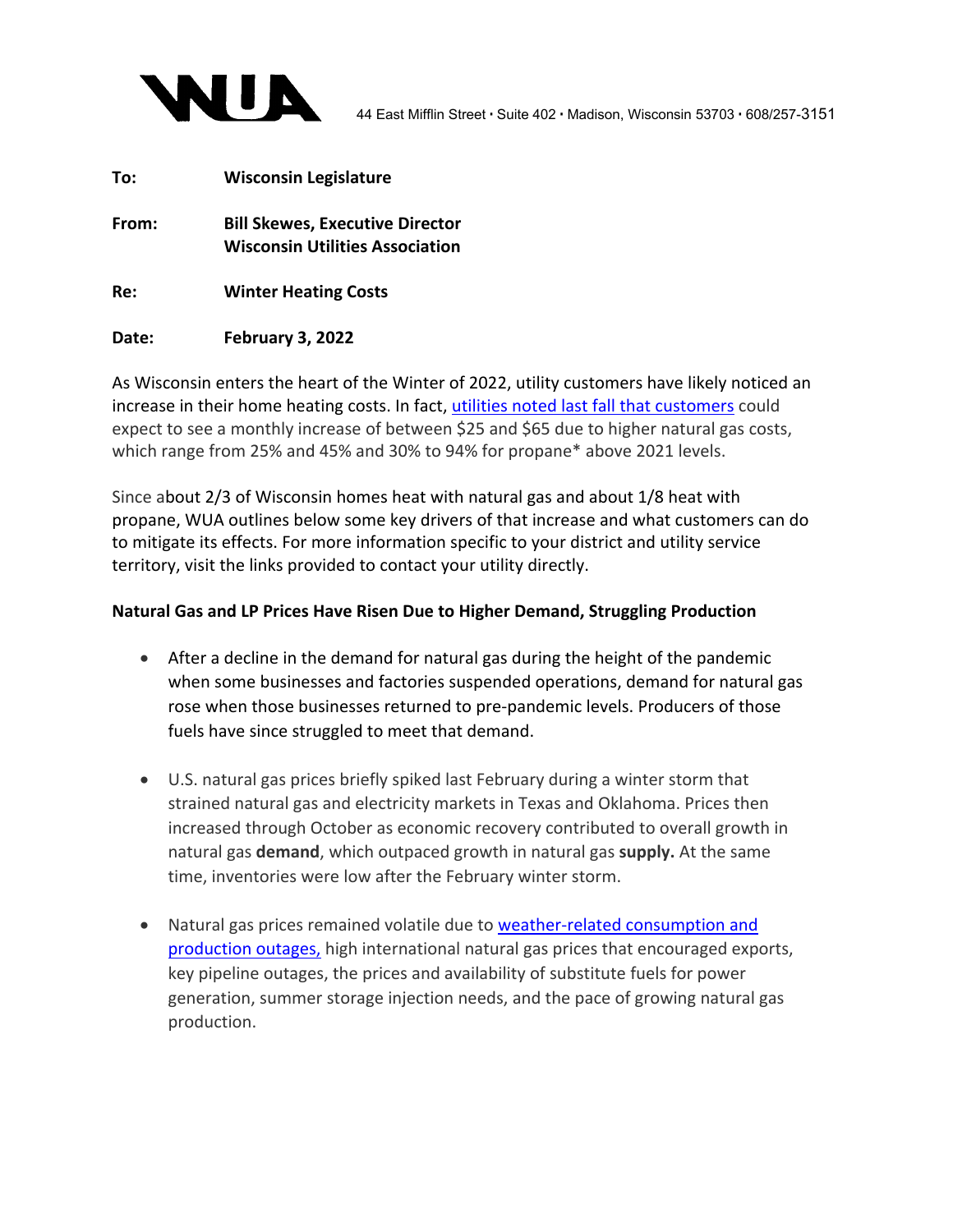WUA 44 East Mifflin Street • Suite 402 • Madison, Wisconsin 53703 • 608/257-3151

**To:** **Wisconsin Legislature**

**From:** **Bill Skewes, Executive Director**
**Wisconsin Utilities Association**

**Re:** **Winter Heating Costs**

**Date:** **February 3, 2022**

As Wisconsin enters the heart of the Winter of 2022, utility customers have likely noticed an increase in their home heating costs. In fact, utilities noted last fall that customers could expect to see a monthly increase of between $25 and $65 due to higher natural gas costs, which range from 25% and 45% and 30% to 94% for propane* above 2021 levels.

Since about 2/3 of Wisconsin homes heat with natural gas and about 1/8 heat with propane, WUA outlines below some key drivers of that increase and what customers can do to mitigate its effects. For more information specific to your district and utility service territory, visit the links provided to contact your utility directly.

**Natural Gas and LP Prices Have Risen Due to Higher Demand, Struggling Production**

- After a decline in the demand for natural gas during the height of the pandemic when some businesses and factories suspended operations, demand for natural gas rose when those businesses returned to pre-pandemic levels. Producers of those fuels have since struggled to meet that demand.

- U.S. natural gas prices briefly spiked last February during a winter storm that strained natural gas and electricity markets in Texas and Oklahoma. Prices then increased through October as economic recovery contributed to overall growth in natural gas **demand**, which outpaced growth in natural gas **supply.** At the same time, inventories were low after the February winter storm.

- Natural gas prices remained volatile due to weather-related consumption and production outages, high international natural gas prices that encouraged exports, key pipeline outages, the prices and availability of substitute fuels for power generation, summer storage injection needs, and the pace of growing natural gas production.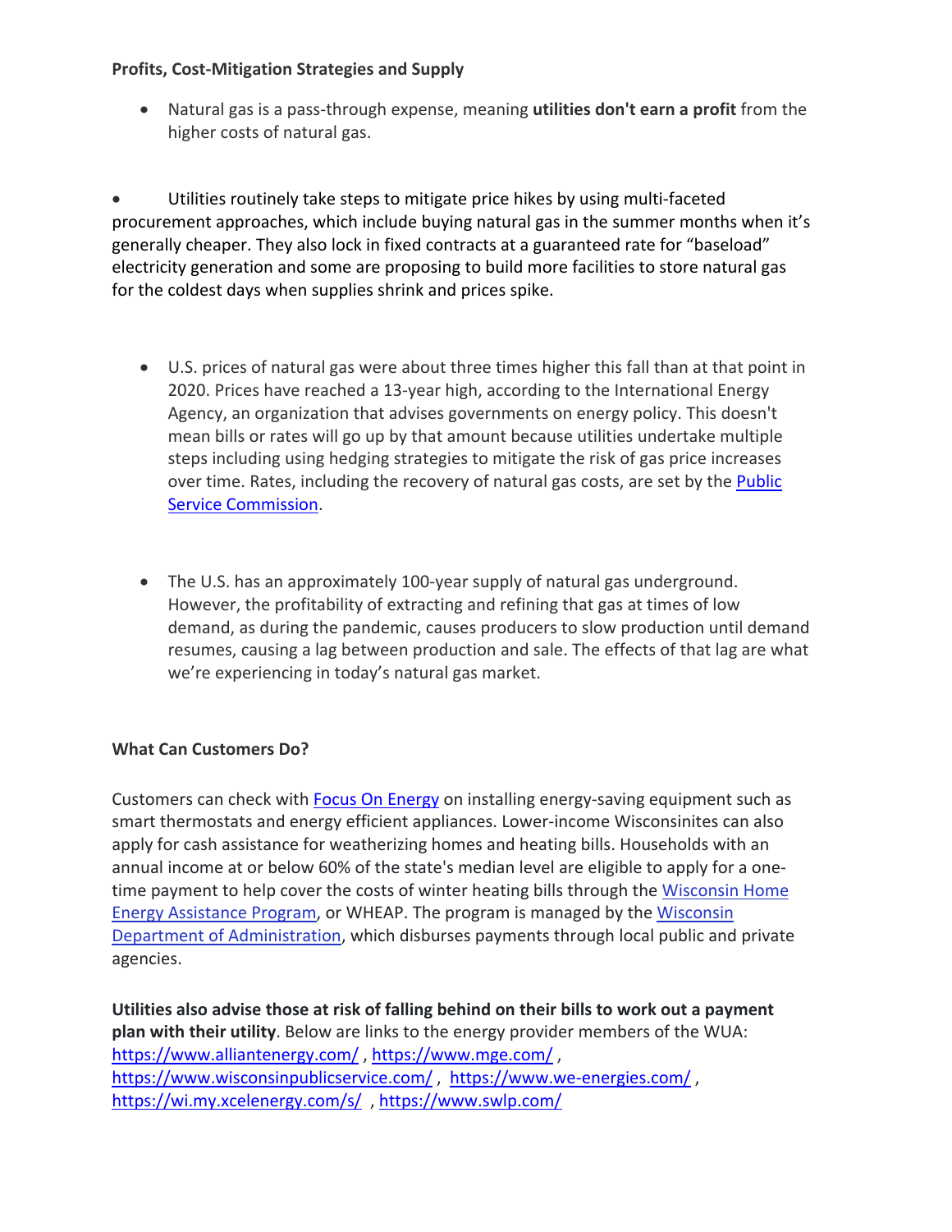**Profits, Cost-Mitigation Strategies and Supply**

- Natural gas is a pass-through expense, meaning **utilities don't earn a profit** from the higher costs of natural gas.

- Utilities routinely take steps to mitigate price hikes by using multi-faceted procurement approaches, which include buying natural gas in the summer months when it's generally cheaper. They also lock in fixed contracts at a guaranteed rate for "baseload" electricity generation and some are proposing to build more facilities to store natural gas for the coldest days when supplies shrink and prices spike.

- U.S. prices of natural gas were about three times higher this fall than at that point in 2020. Prices have reached a 13-year high, according to the International Energy Agency, an organization that advises governments on energy policy. This doesn't mean bills or rates will go up by that amount because utilities undertake multiple steps including using hedging strategies to mitigate the risk of gas price increases over time. Rates, including the recovery of natural gas costs, are set by the Public Service Commission.

- The U.S. has an approximately 100-year supply of natural gas underground. However, the profitability of extracting and refining that gas at times of low demand, as during the pandemic, causes producers to slow production until demand resumes, causing a lag between production and sale. The effects of that lag are what we're experiencing in today's natural gas market.

**What Can Customers Do?**

Customers can check with Focus On Energy on installing energy-saving equipment such as smart thermostats and energy efficient appliances. Lower-income Wisconsinites can also apply for cash assistance for weatherizing homes and heating bills. Households with an annual income at or below 60% of the state's median level are eligible to apply for a one-time payment to help cover the costs of winter heating bills through the Wisconsin Home Energy Assistance Program, or WHEAP. The program is managed by the Wisconsin Department of Administration, which disburses payments through local public and private agencies.

**Utilities also advise those at risk of falling behind on their bills to work out a payment plan with their utility**. Below are links to the energy provider members of the WUA: https://www.alliantenergy.com/ , https://www.mge.com/ , https://www.wisconsinpublicservice.com/ , https://www.we-energies.com/ , https://wi.my.xcelenergy.com/s/ , https://www.swlp.com/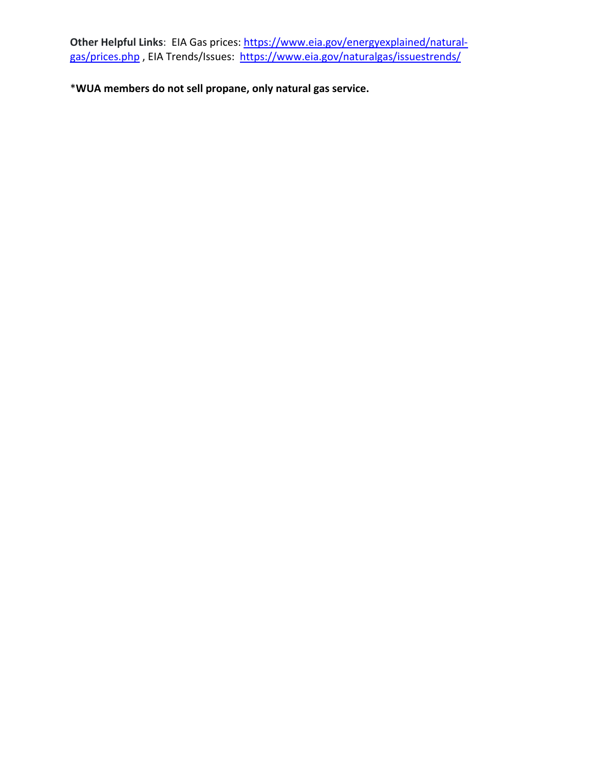**Other Helpful Links**: EIA Gas prices: [https://www.eia.gov/energyexplained/natural-gas/prices.php](https://www.eia.gov/energyexplained/natural-gas/prices.php) , EIA Trends/Issues: [https://www.eia.gov/naturalgas/issuestrends/](https://www.eia.gov/naturalgas/issuestrends/)

*__WUA members do not sell propane, only natural gas service.__